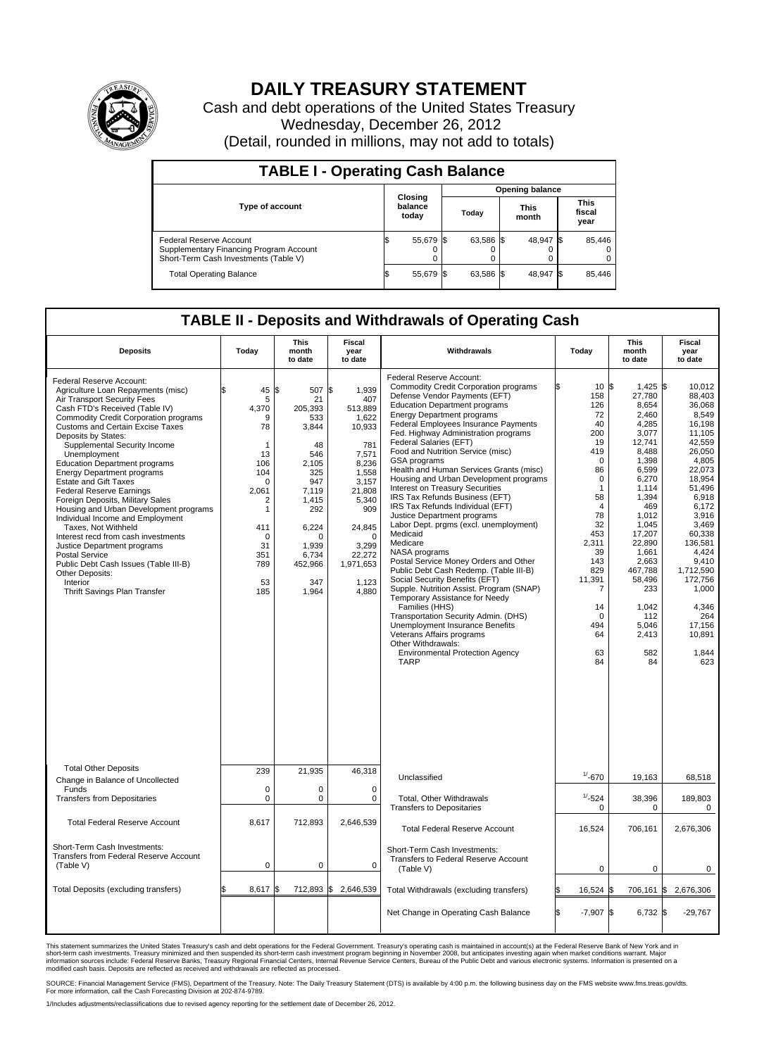# DAILY TREASURY STATEMENT

Cash and debt operations of the United States Treasury

Wednesday, December 26, 2012

(Detail, rounded in millions, may not add to totals)

## TABLE I - Operating Cash Balance

| Type of account | Closing balance today | Opening balance Today | Opening balance This month | Opening balance This fiscal year |
|---|---|---|---|---|
| Federal Reserve Account | $ 55,679 | $ 63,586 | $ 48,947 | $ 85,446 |
| Supplementary Financing Program Account | 0 | 0 | 0 | 0 |
| Short-Term Cash Investments (Table V) | 0 | 0 | 0 | 0 |
| Total Operating Balance | $ 55,679 | $ 63,586 | $ 48,947 | $ 85,446 |

## TABLE II - Deposits and Withdrawals of Operating Cash

| Deposits | Today | This month to date | Fiscal year to date | Withdrawals | Today | This month to date | Fiscal year to date |
|---|---|---|---|---|---|---|---|
| Federal Reserve Account: | | | | Federal Reserve Account: | | | |
| Agriculture Loan Repayments (misc) | $ 45 | $ 507 | $ 1,939 | Commodity Credit Corporation programs | $ 10 | $ 1,425 | $ 10,012 |
| Air Transport Security Fees | 5 | 21 | 407 | Defense Vendor Payments (EFT) | 158 | 27,780 | 88,403 |
| Cash FTD's Received (Table IV) | 4,370 | 205,393 | 513,889 | Education Department programs | 126 | 8,654 | 36,068 |
| Commodity Credit Corporation programs | 9 | 533 | 1,622 | Energy Department programs | 72 | 2,460 | 8,549 |
| Customs and Certain Excise Taxes | 78 | 3,844 | 10,933 | Federal Employees Insurance Payments | 40 | 4,285 | 16,198 |
| Deposits by States: | | | | Fed. Highway Administration programs | 200 | 3,077 | 11,105 |
| Supplemental Security Income | 1 | 48 | 781 | Federal Salaries (EFT) | 19 | 12,741 | 42,559 |
| Unemployment | 13 | 546 | 7,571 | Food and Nutrition Service (misc) | 419 | 8,488 | 26,050 |
| Education Department programs | 106 | 2,105 | 8,236 | GSA programs | 0 | 1,398 | 4,805 |
| Energy Department programs | 104 | 325 | 1,558 | Health and Human Services Grants (misc) | 86 | 6,599 | 22,073 |
| Estate and Gift Taxes | 0 | 947 | 3,157 | Housing and Urban Development programs | 0 | 6,270 | 18,954 |
| Federal Reserve Earnings | 2,061 | 7,119 | 21,808 | Interest on Treasury Securities | 1 | 1,114 | 51,496 |
| Foreign Deposits, Military Sales | 2 | 1,415 | 5,340 | IRS Tax Refunds Business (EFT) | 58 | 1,394 | 6,918 |
| Housing and Urban Development programs | 1 | 292 | 909 | IRS Tax Refunds Individual (EFT) | 4 | 469 | 6,172 |
| Individual Income and Employment | | | | Justice Department programs | 78 | 1,012 | 3,916 |
| Taxes, Not Withheld | 411 | 6,224 | 24,845 | Labor Dept. prgms (excl. unemployment) | 32 | 1,045 | 3,469 |
| Interest recd from cash investments | 0 | 0 | 0 | Medicaid | 453 | 17,207 | 60,338 |
| Justice Department programs | 31 | 1,939 | 3,299 | Medicare | 2,311 | 22,890 | 136,581 |
| Postal Service | 351 | 6,734 | 22,272 | NASA programs | 39 | 1,661 | 4,424 |
| Public Debt Cash Issues (Table III-B) | 789 | 452,966 | 1,971,653 | Postal Service Money Orders and Other | 143 | 2,663 | 9,410 |
| Other Deposits: | | | | Public Debt Cash Redemp. (Table III-B) | 829 | 467,788 | 1,712,590 |
| Interior | 53 | 347 | 1,123 | Social Security Benefits (EFT) | 11,391 | 58,496 | 172,756 |
| Thrift Savings Plan Transfer | 185 | 1,964 | 4,880 | Supple. Nutrition Assist. Program (SNAP) | 7 | 233 | 1,000 |
| | | | | Temporary Assistance for Needy | | | |
| | | | | Families (HHS) | 14 | 1,042 | 4,346 |
| | | | | Transportation Security Admin. (DHS) | 0 | 112 | 264 |
| | | | | Unemployment Insurance Benefits | 494 | 5,046 | 17,156 |
| | | | | Veterans Affairs programs | 64 | 2,413 | 10,891 |
| | | | | Other Withdrawals: | | | |
| | | | | Environmental Protection Agency | 63 | 582 | 1,844 |
| | | | | TARP | 84 | 84 | 623 |
| Total Other Deposits | 239 | 21,935 | 46,318 | Unclassified | 1/-670 | 19,163 | 68,518 |
| Change in Balance of Uncollected Funds | 0 | 0 | 0 | | | | |
| Transfers from Depositaries | 0 | 0 | 0 | Total, Other Withdrawals | 1/-524 | 38,396 | 189,803 |
| | | | | Transfers to Depositaries | 0 | 0 | 0 |
| Total Federal Reserve Account | 8,617 | 712,893 | 2,646,539 | Total Federal Reserve Account | 16,524 | 706,161 | 2,676,306 |
| Short-Term Cash Investments: Transfers from Federal Reserve Account (Table V) | 0 | 0 | 0 | Short-Term Cash Investments: Transfers to Federal Reserve Account (Table V) | 0 | 0 | 0 |
| Total Deposits (excluding transfers) | $ 8,617 | $ 712,893 | $ 2,646,539 | Total Withdrawals (excluding transfers) | $ 16,524 | $ 706,161 | $ 2,676,306 |
| | | | | Net Change in Operating Cash Balance | $ -7,907 | $ 6,732 | $ -29,767 |

This statement summarizes the United States Treasury's cash and debt operations for the Federal Government. Treasury's operating cash is maintained in account(s) at the Federal Reserve Bank of New York and in short-term cash investments. Treasury minimized and then suspended its short-term cash investment program beginning in November 2008, but anticipates investing again when market conditions warrant. Major information sources include: Federal Reserve Banks, Treasury Regional Financial Centers, Internal Revenue Service Centers, Bureau of the Public Debt and various electronic systems. Information is presented on a modified cash basis. Deposits are reflected as received and withdrawals are reflected as processed.

SOURCE: Financial Management Service (FMS), Department of the Treasury. Note: The Daily Treasury Statement (DTS) is available by 4:00 p.m. the following business day on the FMS website www.fms.treas.gov/dts. For more information, call the Cash Forecasting Division at 202-874-9789.

1/Includes adjustments/reclassifications due to revised agency reporting for the settlement date of December 26, 2012.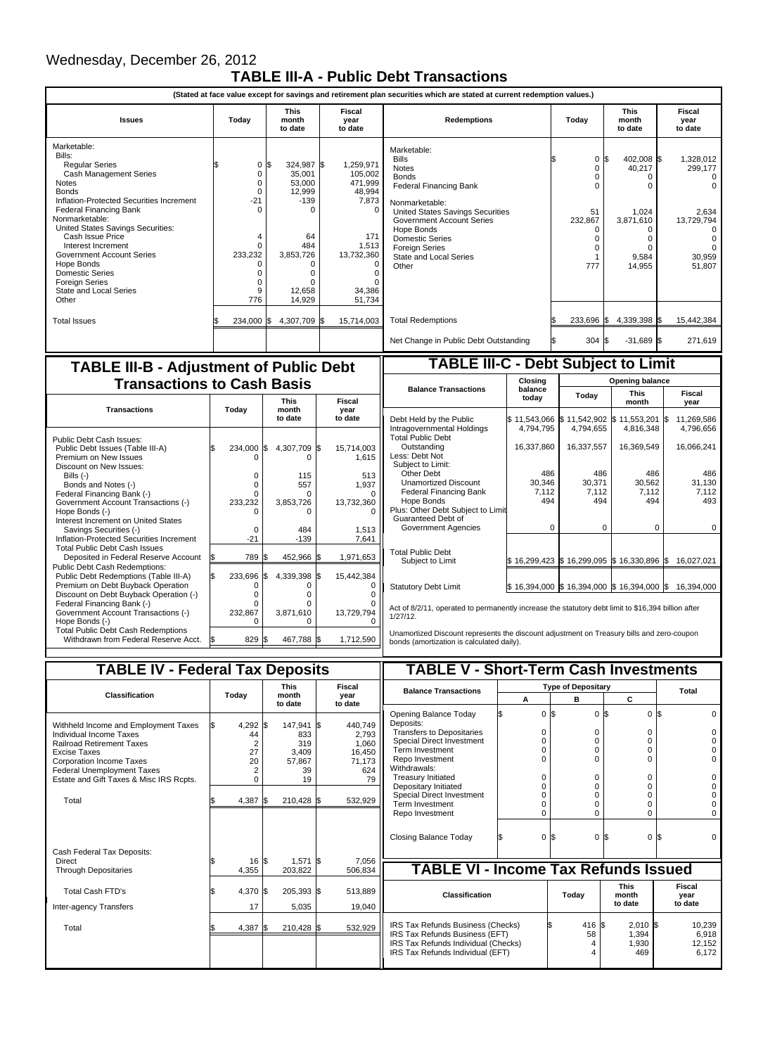Wednesday, December 26, 2012

# TABLE III-A - Public Debt Transactions

(Stated at face value except for savings and retirement plan securities which are stated at current redemption values.)

| Issues | Today | This month to date | Fiscal year to date |
|---|---|---|---|
| Marketable: | | | |
| Bills: | | | |
| Regular Series | $ 0 | $ 324,987 | $ 1,259,971 |
| Cash Management Series | 0 | 35,001 | 105,002 |
| Notes | 0 | 53,000 | 471,999 |
| Bonds | 0 | 12,999 | 48,994 |
| Inflation-Protected Securities Increment | -21 | -139 | 7,873 |
| Federal Financing Bank | 0 | 0 | 0 |
| Nonmarketable: | | | |
| United States Savings Securities: | | | |
| Cash Issue Price | 4 | 64 | 171 |
| Interest Increment | 0 | 484 | 1,513 |
| Government Account Series | 233,232 | 3,853,726 | 13,732,360 |
| Hope Bonds | 0 | 0 | 0 |
| Domestic Series | 0 | 0 | 0 |
| Foreign Series | 0 | 0 | 0 |
| State and Local Series | 9 | 12,658 | 34,386 |
| Other | 776 | 14,929 | 51,734 |
| Total Issues | $ 234,000 | $ 4,307,709 | $ 15,714,003 |

| Redemptions | Today | This month to date | Fiscal year to date |
|---|---|---|---|
| Marketable: | | | |
| Bills | $ 0 | $ 402,008 | $ 1,328,012 |
| Notes | 0 | 40,217 | 299,177 |
| Bonds | 0 | 0 | 0 |
| Federal Financing Bank | 0 | 0 | 0 |
| Nonmarketable: | | | |
| United States Savings Securities | 51 | 1,024 | 2,634 |
| Government Account Series | 232,867 | 3,871,610 | 13,729,794 |
| Hope Bonds | 0 | 0 | 0 |
| Domestic Series | 0 | 0 | 0 |
| Foreign Series | 0 | 0 | 0 |
| State and Local Series | 1 | 9,584 | 30,959 |
| Other | 777 | 14,955 | 51,807 |
| Total Redemptions | $ 233,696 | $ 4,339,398 | $ 15,442,384 |
| Net Change in Public Debt Outstanding | $ 304 | $ -31,689 | $ 271,619 |

# TABLE III-B - Adjustment of Public Debt Transactions to Cash Basis

| Transactions | Today | This month to date | Fiscal year to date |
|---|---|---|---|
| Public Debt Cash Issues: | | | |
| Public Debt Issues (Table III-A) | $ 234,000 | $ 4,307,709 | $ 15,714,003 |
| Premium on New Issues | 0 | 0 | 1,615 |
| Discount on New Issues: | | | |
| Bills (-) | 0 | 115 | 513 |
| Bonds and Notes (-) | 0 | 557 | 1,937 |
| Federal Financing Bank (-) | 0 | 0 | 0 |
| Government Account Transactions (-) | 233,232 | 3,853,726 | 13,732,360 |
| Hope Bonds (-) | 0 | 0 | 0 |
| Interest Increment on United States Savings Securities (-) | 0 | 484 | 1,513 |
| Inflation-Protected Securities Increment | -21 | -139 | 7,641 |
| Total Public Debt Cash Issues Deposited in Federal Reserve Account | $ 789 | $ 452,966 | $ 1,971,653 |
| Public Debt Cash Redemptions: | | | |
| Public Debt Redemptions (Table III-A) | $ 233,696 | $ 4,339,398 | $ 15,442,384 |
| Premium on Debt Buyback Operation | 0 | 0 | 0 |
| Discount on Debt Buyback Operation (-) | 0 | 0 | 0 |
| Federal Financing Bank (-) | 0 | 0 | 0 |
| Government Account Transactions (-) | 232,867 | 3,871,610 | 13,729,794 |
| Hope Bonds (-) | 0 | 0 | 0 |
| Total Public Debt Cash Redemptions Withdrawn from Federal Reserve Acct. | $ 829 | $ 467,788 | $ 1,712,590 |

# TABLE III-C - Debt Subject to Limit

| Balance Transactions | Closing balance today | Opening balance Today | Opening balance This month | Opening balance Fiscal year |
|---|---|---|---|---|
| Debt Held by the Public | $ 11,543,066 | $ 11,542,902 | $ 11,553,201 | $ 11,269,586 |
| Intragovernmental Holdings | 4,794,795 | 4,794,655 | 4,816,348 | 4,796,656 |
| Total Public Debt Outstanding | 16,337,860 | 16,337,557 | 16,369,549 | 16,066,241 |
| Less: Debt Not Subject to Limit: | | | | |
| Other Debt | 486 | 486 | 486 | 486 |
| Unamortized Discount | 30,346 | 30,371 | 30,562 | 31,130 |
| Federal Financing Bank | 7,112 | 7,112 | 7,112 | 7,112 |
| Hope Bonds | 494 | 494 | 494 | 493 |
| Plus: Other Debt Subject to Limit | | | | |
| Guaranteed Debt of Government Agencies | 0 | 0 | 0 | 0 |
| Total Public Debt Subject to Limit | $ 16,299,423 | $ 16,299,095 | $ 16,330,896 | $ 16,027,021 |
| Statutory Debt Limit | $ 16,394,000 | $ 16,394,000 | $ 16,394,000 | $ 16,394,000 |

Act of 8/2/11, operated to permanently increase the statutory debt limit to $16,394 billion after 1/27/12.

Unamortized Discount represents the discount adjustment on Treasury bills and zero-coupon bonds (amortization is calculated daily).

# TABLE IV - Federal Tax Deposits

| Classification | Today | This month to date | Fiscal year to date |
|---|---|---|---|
| Withheld Income and Employment Taxes | $ 4,292 | $ 147,941 | $ 440,749 |
| Individual Income Taxes | 44 | 833 | 2,793 |
| Railroad Retirement Taxes | 2 | 319 | 1,060 |
| Excise Taxes | 27 | 3,409 | 16,450 |
| Corporation Income Taxes | 20 | 57,867 | 71,173 |
| Federal Unemployment Taxes | 2 | 39 | 624 |
| Estate and Gift Taxes & Misc IRS Rcpts. | 0 | 19 | 79 |
| Total | $ 4,387 | $ 210,428 | $ 532,929 |
| Cash Federal Tax Deposits: | | | |
| Direct | $ 16 | $ 1,571 | $ 7,056 |
| Through Depositaries | 4,355 | 203,822 | 506,834 |
| Total Cash FTD's | $ 4,370 | $ 205,393 | $ 513,889 |
| Inter-agency Transfers | 17 | 5,035 | 19,040 |
| Total | $ 4,387 | $ 210,428 | $ 532,929 |

# TABLE V - Short-Term Cash Investments

| Balance Transactions | Type of Depositary A | Type of Depositary B | Type of Depositary C | Total |
|---|---|---|---|---|
| Opening Balance Today | $ 0 | $ 0 | $ 0 | $ 0 |
| Deposits: | | | | |
| Transfers to Depositaries | 0 | 0 | 0 | 0 |
| Special Direct Investment | 0 | 0 | 0 | 0 |
| Term Investment | 0 | 0 | 0 | 0 |
| Repo Investment | 0 | 0 | 0 | 0 |
| Withdrawals: | | | | |
| Treasury Initiated | 0 | 0 | 0 | 0 |
| Depositary Initiated | 0 | 0 | 0 | 0 |
| Special Direct Investment | 0 | 0 | 0 | 0 |
| Term Investment | 0 | 0 | 0 | 0 |
| Repo Investment | 0 | 0 | 0 | 0 |
| Closing Balance Today | $ 0 | $ 0 | $ 0 | $ 0 |

# TABLE VI - Income Tax Refunds Issued

| Classification | Today | This month to date | Fiscal year to date |
|---|---|---|---|
| IRS Tax Refunds Business (Checks) | $ 416 | $ 2,010 | $ 10,239 |
| IRS Tax Refunds Business (EFT) | 58 | 1,394 | 6,918 |
| IRS Tax Refunds Individual (Checks) | 4 | 1,930 | 12,152 |
| IRS Tax Refunds Individual (EFT) | 4 | 469 | 6,172 |